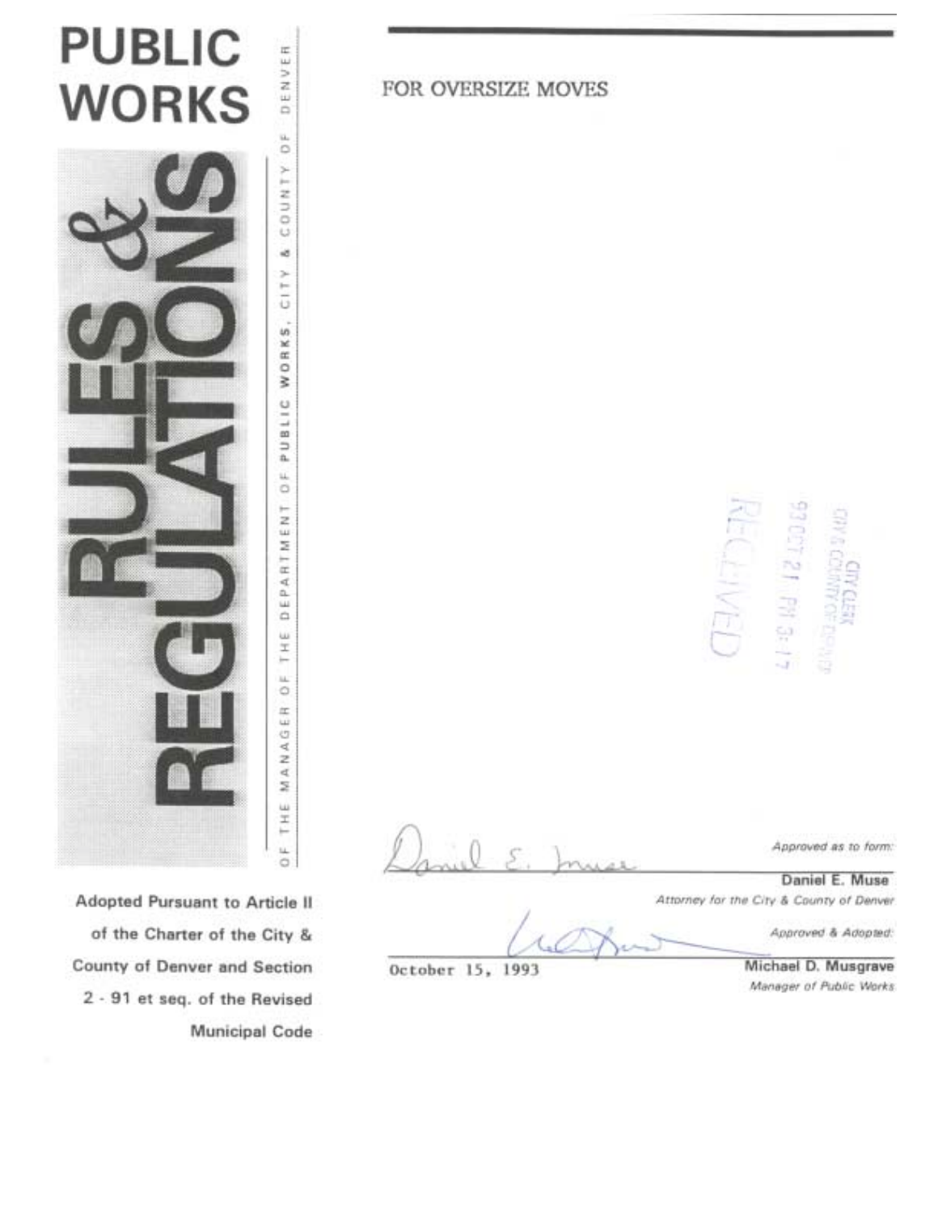# PUBLIC WORKS

# RULES & REGULATIONS

OF THE MANAGER OF THE DEPARTMENT OF PUBLIC WORKS, CITY & COUNTY OF DENVER

Adopted Pursuant to Article II of the Charter of the City & County of Denver and Section 2 - 91 et seq. of the Revised Municipal Code

## FOR OVERSIZE MOVES

CITY CLERK
CITY & COUNTY OF DENVER
93 OCT 21 PM 3:17
RECEIVED

*Approved as to form:*

**Daniel E. Muse**
*Attorney for the City & County of Denver*

*Approved & Adopted:*

October 15, 1993

**Michael D. Musgrave**
*Manager of Public Works*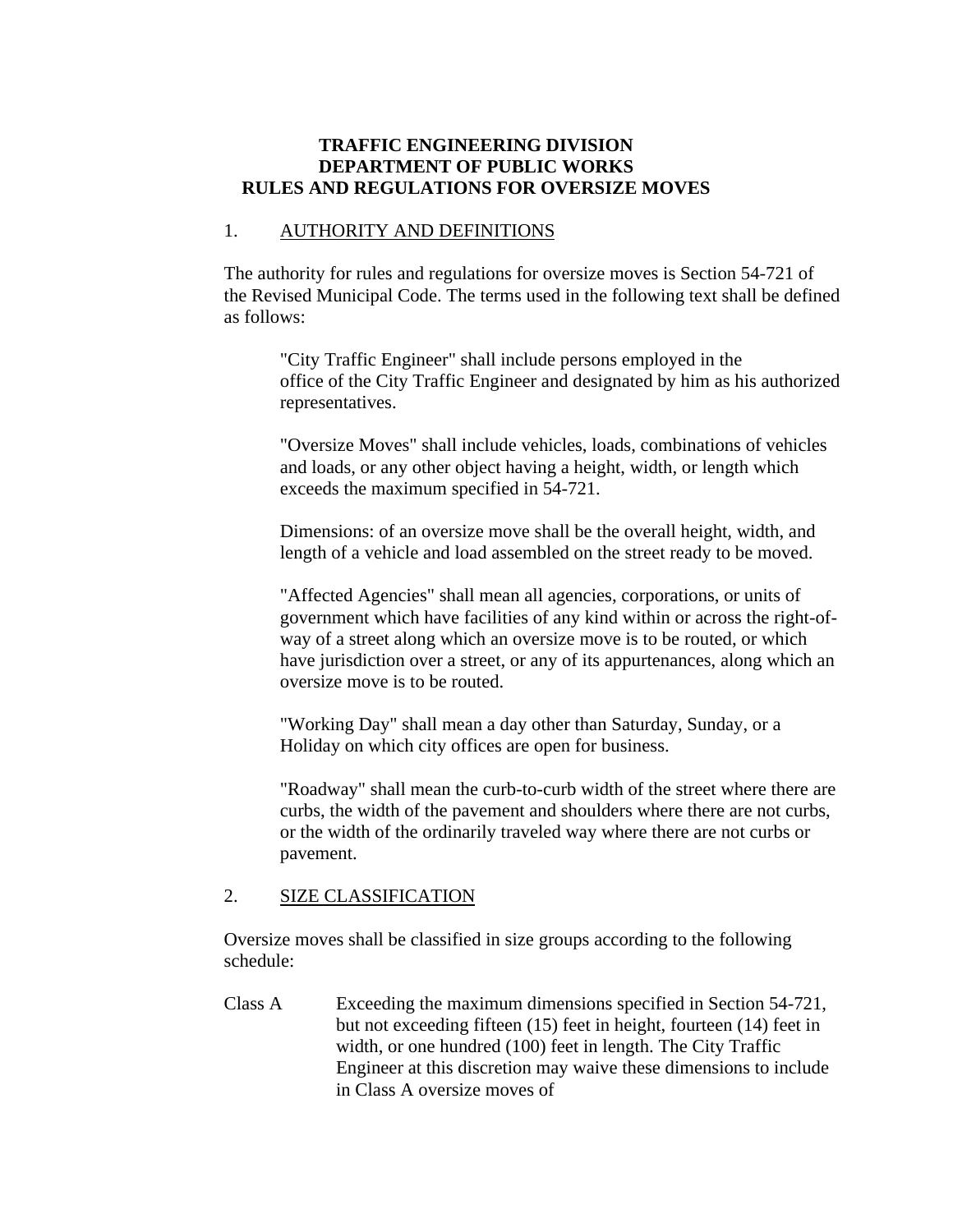**TRAFFIC ENGINEERING DIVISION**
**DEPARTMENT OF PUBLIC WORKS**
**RULES AND REGULATIONS FOR OVERSIZE MOVES**

1. AUTHORITY AND DEFINITIONS

The authority for rules and regulations for oversize moves is Section 54-721 of the Revised Municipal Code. The terms used in the following text shall be defined as follows:

> "City Traffic Engineer" shall include persons employed in the office of the City Traffic Engineer and designated by him as his authorized representatives.
>
> "Oversize Moves" shall include vehicles, loads, combinations of vehicles and loads, or any other object having a height, width, or length which exceeds the maximum specified in 54-721.
>
> Dimensions: of an oversize move shall be the overall height, width, and length of a vehicle and load assembled on the street ready to be moved.
>
> "Affected Agencies" shall mean all agencies, corporations, or units of government which have facilities of any kind within or across the right-of-way of a street along which an oversize move is to be routed, or which have jurisdiction over a street, or any of its appurtenances, along which an oversize move is to be routed.
>
> "Working Day" shall mean a day other than Saturday, Sunday, or a Holiday on which city offices are open for business.
>
> "Roadway" shall mean the curb-to-curb width of the street where there are curbs, the width of the pavement and shoulders where there are not curbs, or the width of the ordinarily traveled way where there are not curbs or pavement.

2. SIZE CLASSIFICATION

Oversize moves shall be classified in size groups according to the following schedule:

Class A — Exceeding the maximum dimensions specified in Section 54-721, but not exceeding fifteen (15) feet in height, fourteen (14) feet in width, or one hundred (100) feet in length. The City Traffic Engineer at this discretion may waive these dimensions to include in Class A oversize moves of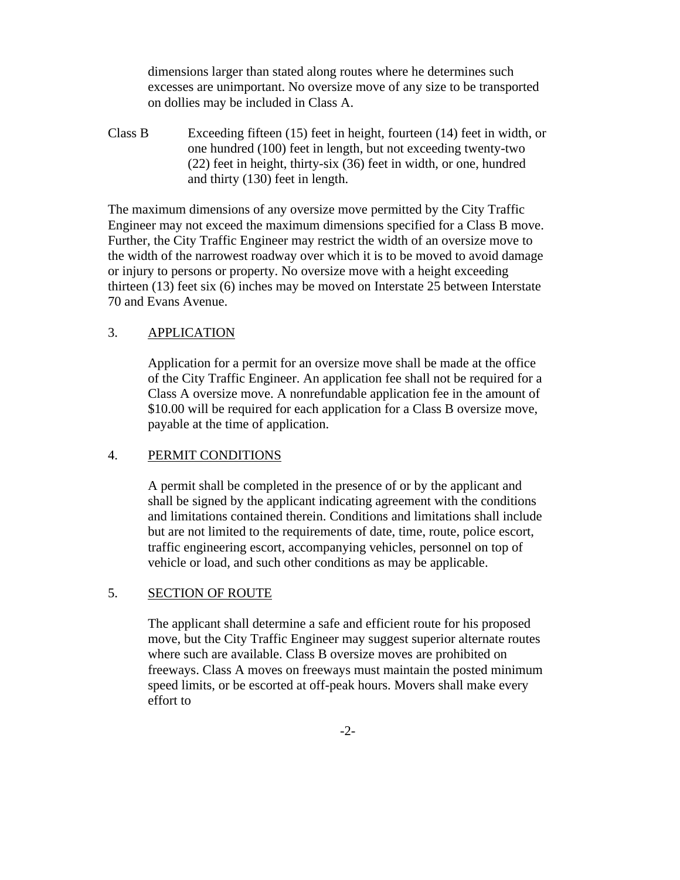dimensions larger than stated along routes where he determines such excesses are unimportant. No oversize move of any size to be transported on dollies may be included in Class A.

Class B  Exceeding fifteen (15) feet in height, fourteen (14) feet in width, or one hundred (100) feet in length, but not exceeding twenty-two (22) feet in height, thirty-six (36) feet in width, or one, hundred and thirty (130) feet in length.

The maximum dimensions of any oversize move permitted by the City Traffic Engineer may not exceed the maximum dimensions specified for a Class B move. Further, the City Traffic Engineer may restrict the width of an oversize move to the width of the narrowest roadway over which it is to be moved to avoid damage or injury to persons or property. No oversize move with a height exceeding thirteen (13) feet six (6) inches may be moved on Interstate 25 between Interstate 70 and Evans Avenue.

3. APPLICATION

Application for a permit for an oversize move shall be made at the office of the City Traffic Engineer. An application fee shall not be required for a Class A oversize move. A nonrefundable application fee in the amount of $10.00 will be required for each application for a Class B oversize move, payable at the time of application.

4. PERMIT CONDITIONS

A permit shall be completed in the presence of or by the applicant and shall be signed by the applicant indicating agreement with the conditions and limitations contained therein. Conditions and limitations shall include but are not limited to the requirements of date, time, route, police escort, traffic engineering escort, accompanying vehicles, personnel on top of vehicle or load, and such other conditions as may be applicable.

5. SECTION OF ROUTE

The applicant shall determine a safe and efficient route for his proposed move, but the City Traffic Engineer may suggest superior alternate routes where such are available. Class B oversize moves are prohibited on freeways. Class A moves on freeways must maintain the posted minimum speed limits, or be escorted at off-peak hours. Movers shall make every effort to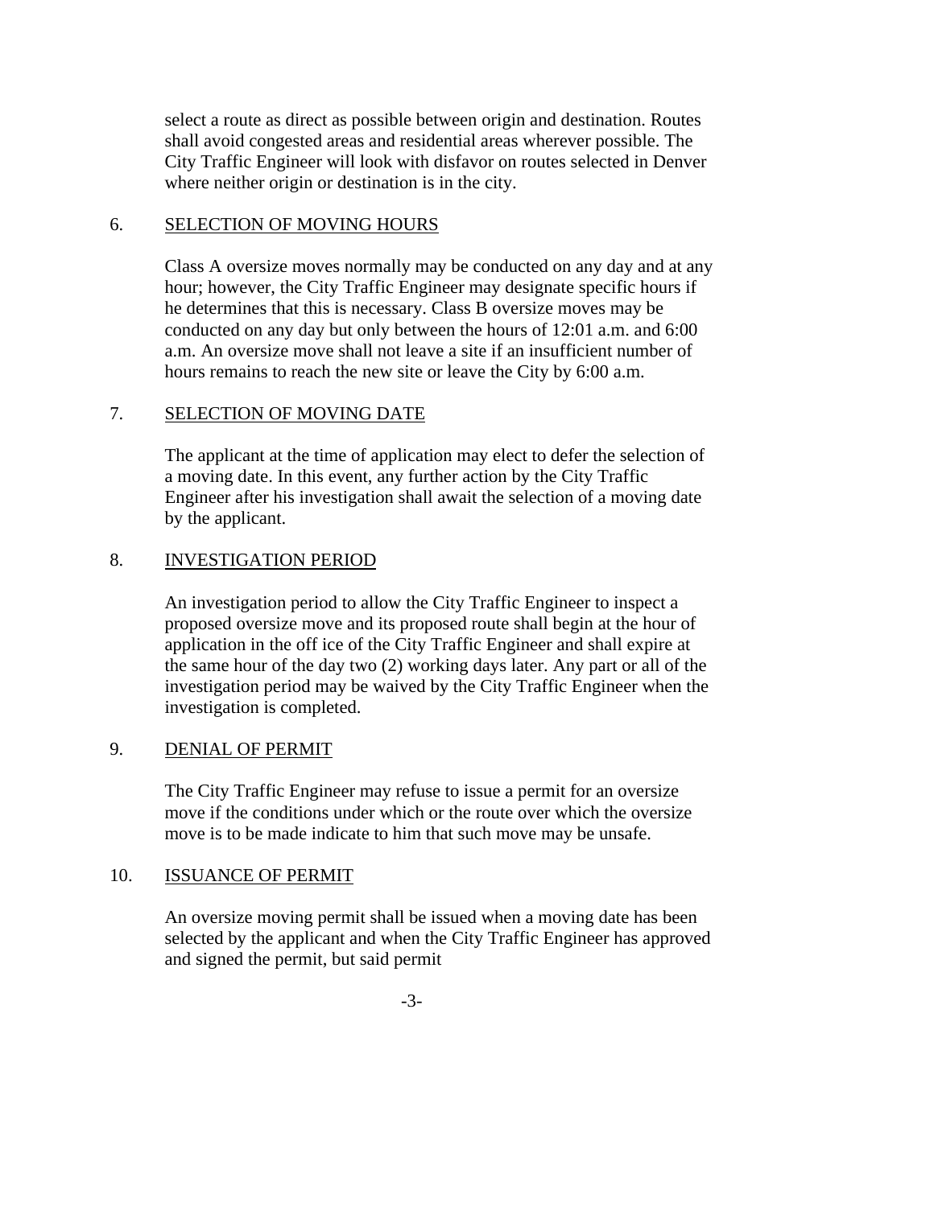select a route as direct as possible between origin and destination. Routes shall avoid congested areas and residential areas wherever possible. The City Traffic Engineer will look with disfavor on routes selected in Denver where neither origin or destination is in the city.

6. SELECTION OF MOVING HOURS

Class A oversize moves normally may be conducted on any day and at any hour; however, the City Traffic Engineer may designate specific hours if he determines that this is necessary. Class B oversize moves may be conducted on any day but only between the hours of 12:01 a.m. and 6:00 a.m. An oversize move shall not leave a site if an insufficient number of hours remains to reach the new site or leave the City by 6:00 a.m.

7. SELECTION OF MOVING DATE

The applicant at the time of application may elect to defer the selection of a moving date. In this event, any further action by the City Traffic Engineer after his investigation shall await the selection of a moving date by the applicant.

8. INVESTIGATION PERIOD

An investigation period to allow the City Traffic Engineer to inspect a proposed oversize move and its proposed route shall begin at the hour of application in the off ice of the City Traffic Engineer and shall expire at the same hour of the day two (2) working days later. Any part or all of the investigation period may be waived by the City Traffic Engineer when the investigation is completed.

9. DENIAL OF PERMIT

The City Traffic Engineer may refuse to issue a permit for an oversize move if the conditions under which or the route over which the oversize move is to be made indicate to him that such move may be unsafe.

10. ISSUANCE OF PERMIT

An oversize moving permit shall be issued when a moving date has been selected by the applicant and when the City Traffic Engineer has approved and signed the permit, but said permit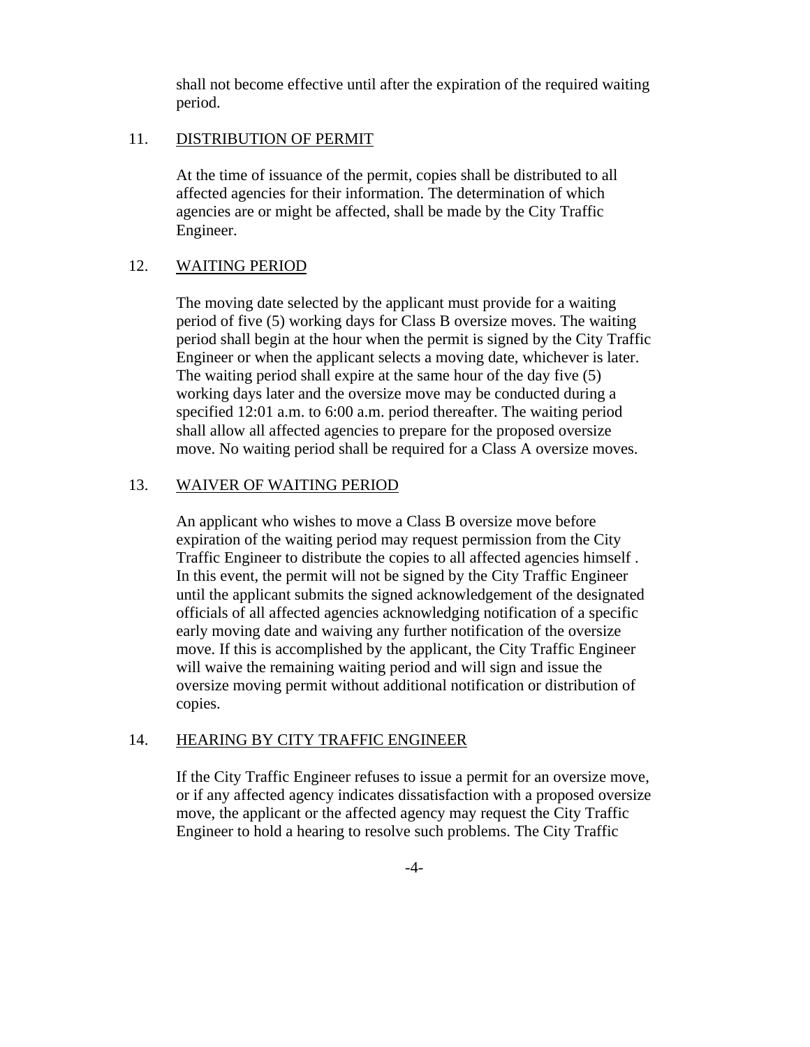shall not become effective until after the expiration of the required waiting period.

11. <u>DISTRIBUTION OF PERMIT</u>

At the time of issuance of the permit, copies shall be distributed to all affected agencies for their information. The determination of which agencies are or might be affected, shall be made by the City Traffic Engineer.

12. <u>WAITING PERIOD</u>

The moving date selected by the applicant must provide for a waiting period of five (5) working days for Class B oversize moves. The waiting period shall begin at the hour when the permit is signed by the City Traffic Engineer or when the applicant selects a moving date, whichever is later. The waiting period shall expire at the same hour of the day five (5) working days later and the oversize move may be conducted during a specified 12:01 a.m. to 6:00 a.m. period thereafter. The waiting period shall allow all affected agencies to prepare for the proposed oversize move. No waiting period shall be required for a Class A oversize moves.

13. <u>WAIVER OF WAITING PERIOD</u>

An applicant who wishes to move a Class B oversize move before expiration of the waiting period may request permission from the City Traffic Engineer to distribute the copies to all affected agencies himself . In this event, the permit will not be signed by the City Traffic Engineer until the applicant submits the signed acknowledgement of the designated officials of all affected agencies acknowledging notification of a specific early moving date and waiving any further notification of the oversize move. If this is accomplished by the applicant, the City Traffic Engineer will waive the remaining waiting period and will sign and issue the oversize moving permit without additional notification or distribution of copies.

14. <u>HEARING BY CITY TRAFFIC ENGINEER</u>

If the City Traffic Engineer refuses to issue a permit for an oversize move, or if any affected agency indicates dissatisfaction with a proposed oversize move, the applicant or the affected agency may request the City Traffic Engineer to hold a hearing to resolve such problems. The City Traffic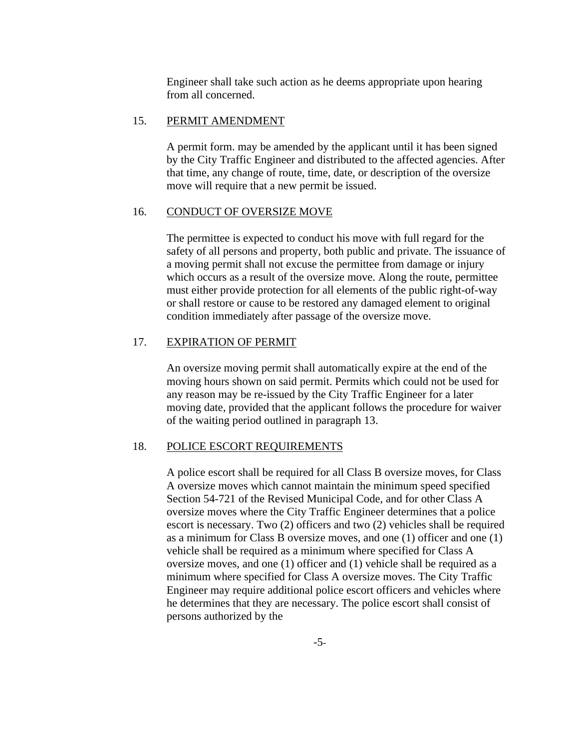Engineer shall take such action as he deems appropriate upon hearing from all concerned.

15. PERMIT AMENDMENT

A permit form. may be amended by the applicant until it has been signed by the City Traffic Engineer and distributed to the affected agencies. After that time, any change of route, time, date, or description of the oversize move will require that a new permit be issued.

16. CONDUCT OF OVERSIZE MOVE

The permittee is expected to conduct his move with full regard for the safety of all persons and property, both public and private. The issuance of a moving permit shall not excuse the permittee from damage or injury which occurs as a result of the oversize move. Along the route, permittee must either provide protection for all elements of the public right-of-way or shall restore or cause to be restored any damaged element to original condition immediately after passage of the oversize move.

17. EXPIRATION OF PERMIT

An oversize moving permit shall automatically expire at the end of the moving hours shown on said permit. Permits which could not be used for any reason may be re-issued by the City Traffic Engineer for a later moving date, provided that the applicant follows the procedure for waiver of the waiting period outlined in paragraph 13.

18. POLICE ESCORT REQUIREMENTS

A police escort shall be required for all Class B oversize moves, for Class A oversize moves which cannot maintain the minimum speed specified Section 54-721 of the Revised Municipal Code, and for other Class A oversize moves where the City Traffic Engineer determines that a police escort is necessary. Two (2) officers and two (2) vehicles shall be required as a minimum for Class B oversize moves, and one (1) officer and one (1) vehicle shall be required as a minimum where specified for Class A oversize moves, and one (1) officer and (1) vehicle shall be required as a minimum where specified for Class A oversize moves. The City Traffic Engineer may require additional police escort officers and vehicles where he determines that they are necessary. The police escort shall consist of persons authorized by the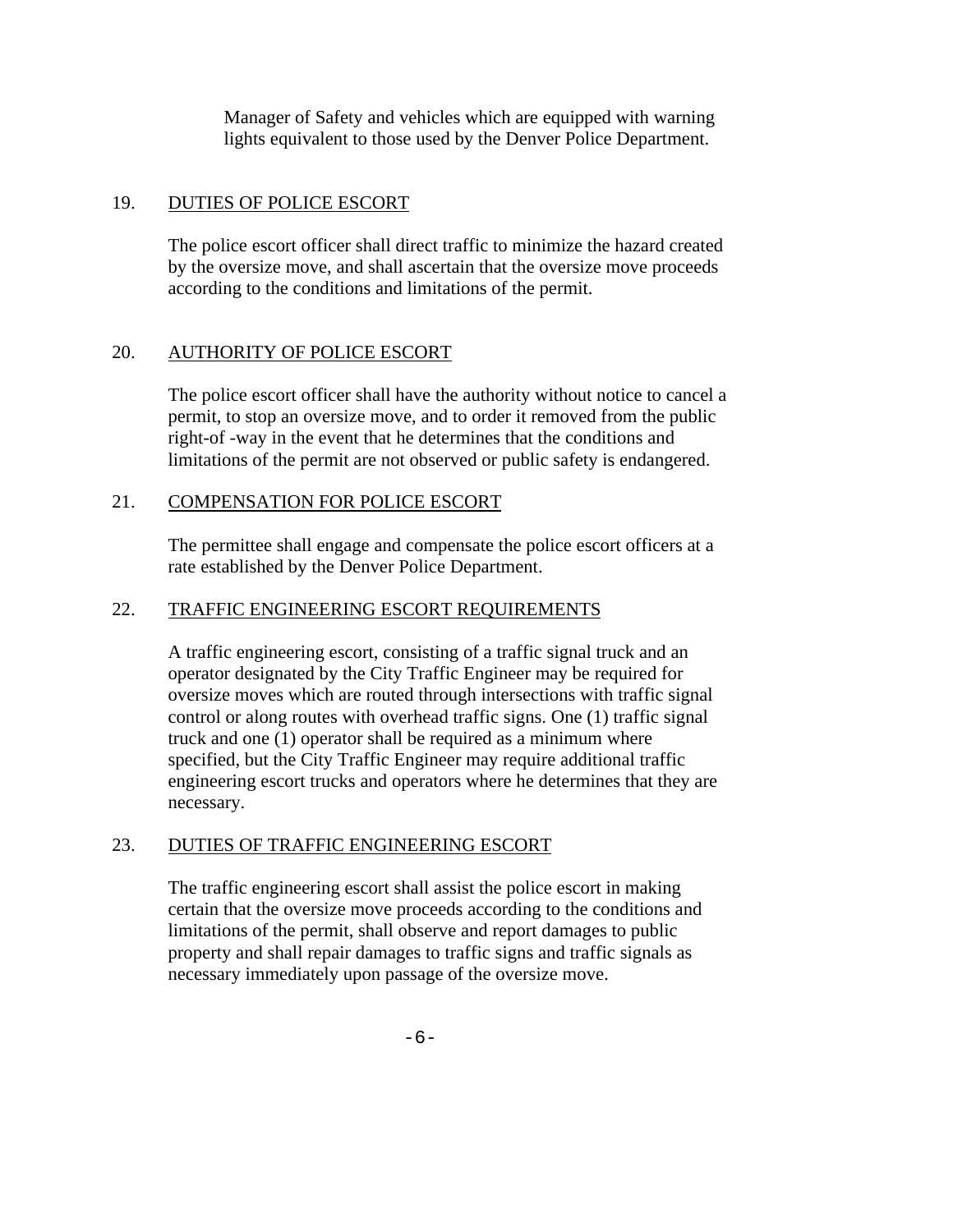Manager of Safety and vehicles which are equipped with warning lights equivalent to those used by the Denver Police Department.

19. DUTIES OF POLICE ESCORT

The police escort officer shall direct traffic to minimize the hazard created by the oversize move, and shall ascertain that the oversize move proceeds according to the conditions and limitations of the permit.

20. AUTHORITY OF POLICE ESCORT

The police escort officer shall have the authority without notice to cancel a permit, to stop an oversize move, and to order it removed from the public right-of -way in the event that he determines that the conditions and limitations of the permit are not observed or public safety is endangered.

21. COMPENSATION FOR POLICE ESCORT

The permittee shall engage and compensate the police escort officers at a rate established by the Denver Police Department.

22. TRAFFIC ENGINEERING ESCORT REQUIREMENTS

A traffic engineering escort, consisting of a traffic signal truck and an operator designated by the City Traffic Engineer may be required for oversize moves which are routed through intersections with traffic signal control or along routes with overhead traffic signs. One (1) traffic signal truck and one (1) operator shall be required as a minimum where specified, but the City Traffic Engineer may require additional traffic engineering escort trucks and operators where he determines that they are necessary.

23. DUTIES OF TRAFFIC ENGINEERING ESCORT

The traffic engineering escort shall assist the police escort in making certain that the oversize move proceeds according to the conditions and limitations of the permit, shall observe and report damages to public property and shall repair damages to traffic signs and traffic signals as necessary immediately upon passage of the oversize move.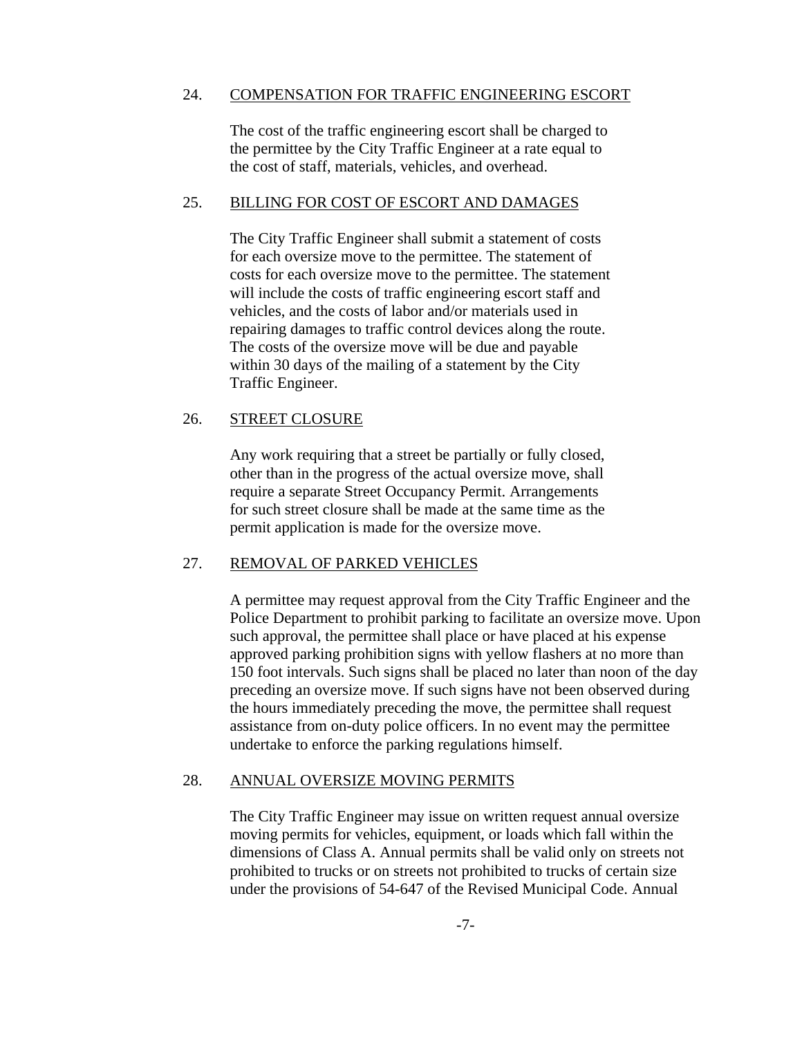## 24. COMPENSATION FOR TRAFFIC ENGINEERING ESCORT

The cost of the traffic engineering escort shall be charged to the permittee by the City Traffic Engineer at a rate equal to the cost of staff, materials, vehicles, and overhead.

## 25. BILLING FOR COST OF ESCORT AND DAMAGES

The City Traffic Engineer shall submit a statement of costs for each oversize move to the permittee. The statement of costs for each oversize move to the permittee. The statement will include the costs of traffic engineering escort staff and vehicles, and the costs of labor and/or materials used in repairing damages to traffic control devices along the route. The costs of the oversize move will be due and payable within 30 days of the mailing of a statement by the City Traffic Engineer.

## 26. STREET CLOSURE

Any work requiring that a street be partially or fully closed, other than in the progress of the actual oversize move, shall require a separate Street Occupancy Permit. Arrangements for such street closure shall be made at the same time as the permit application is made for the oversize move.

## 27. REMOVAL OF PARKED VEHICLES

A permittee may request approval from the City Traffic Engineer and the Police Department to prohibit parking to facilitate an oversize move. Upon such approval, the permittee shall place or have placed at his expense approved parking prohibition signs with yellow flashers at no more than 150 foot intervals. Such signs shall be placed no later than noon of the day preceding an oversize move. If such signs have not been observed during the hours immediately preceding the move, the permittee shall request assistance from on-duty police officers. In no event may the permittee undertake to enforce the parking regulations himself.

## 28. ANNUAL OVERSIZE MOVING PERMITS

The City Traffic Engineer may issue on written request annual oversize moving permits for vehicles, equipment, or loads which fall within the dimensions of Class A. Annual permits shall be valid only on streets not prohibited to trucks or on streets not prohibited to trucks of certain size under the provisions of 54-647 of the Revised Municipal Code. Annual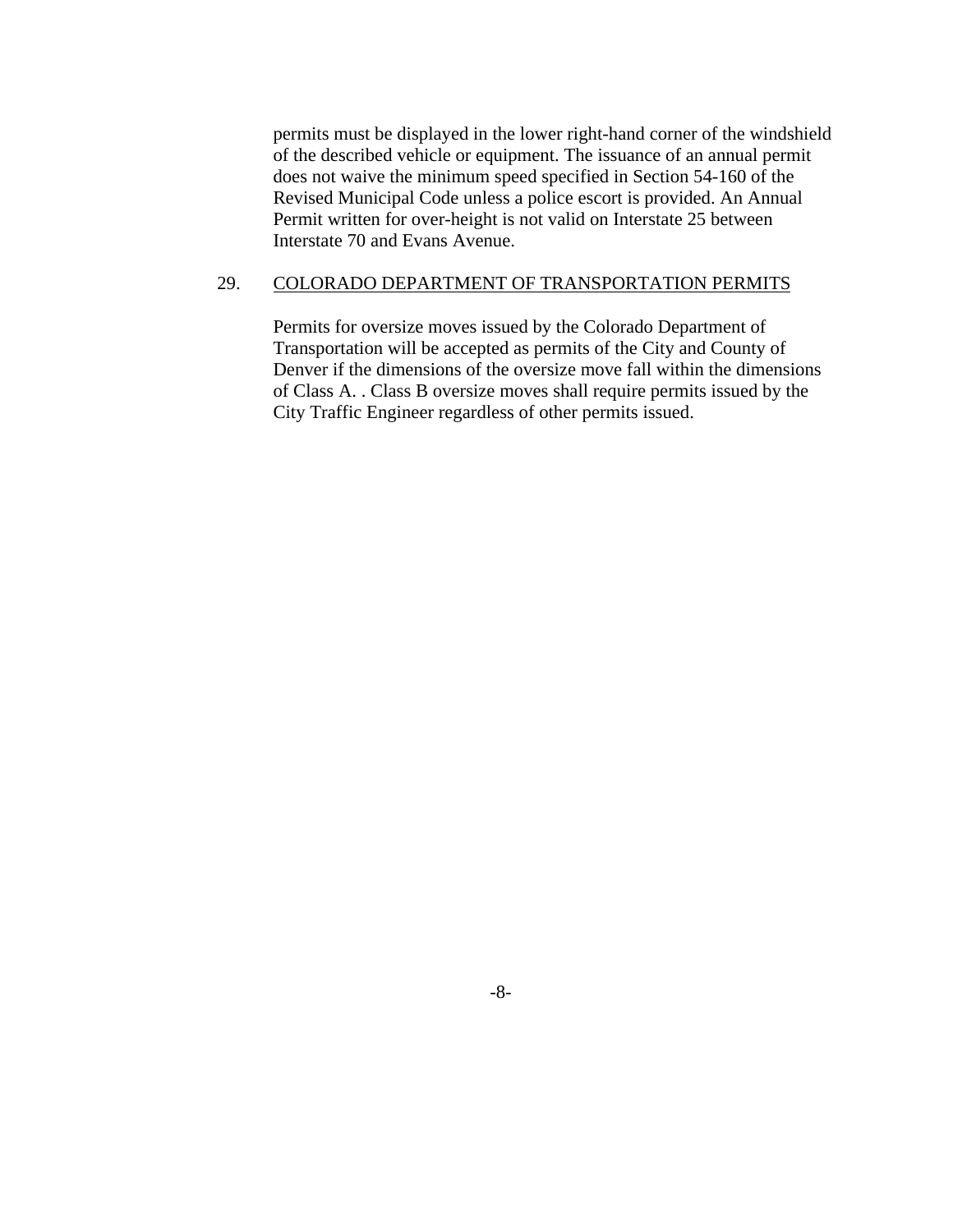permits must be displayed in the lower right-hand corner of the windshield of the described vehicle or equipment. The issuance of an annual permit does not waive the minimum speed specified in Section 54-160 of the Revised Municipal Code unless a police escort is provided. An Annual Permit written for over-height is not valid on Interstate 25 between Interstate 70 and Evans Avenue.

29. COLORADO DEPARTMENT OF TRANSPORTATION PERMITS

Permits for oversize moves issued by the Colorado Department of Transportation will be accepted as permits of the City and County of Denver if the dimensions of the oversize move fall within the dimensions of Class A. . Class B oversize moves shall require permits issued by the City Traffic Engineer regardless of other permits issued.